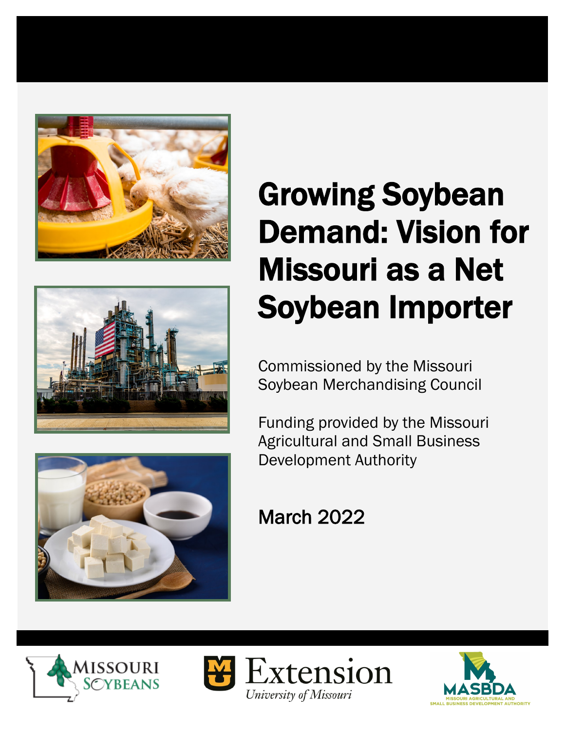# Growing Soybean Demand: Vision for Missouri as a Net Soybean Importer

Commissioned by the Missouri Soybean Merchandising Council

Funding provided by the Missouri Agricultural and Small Business Development Authority

March 2022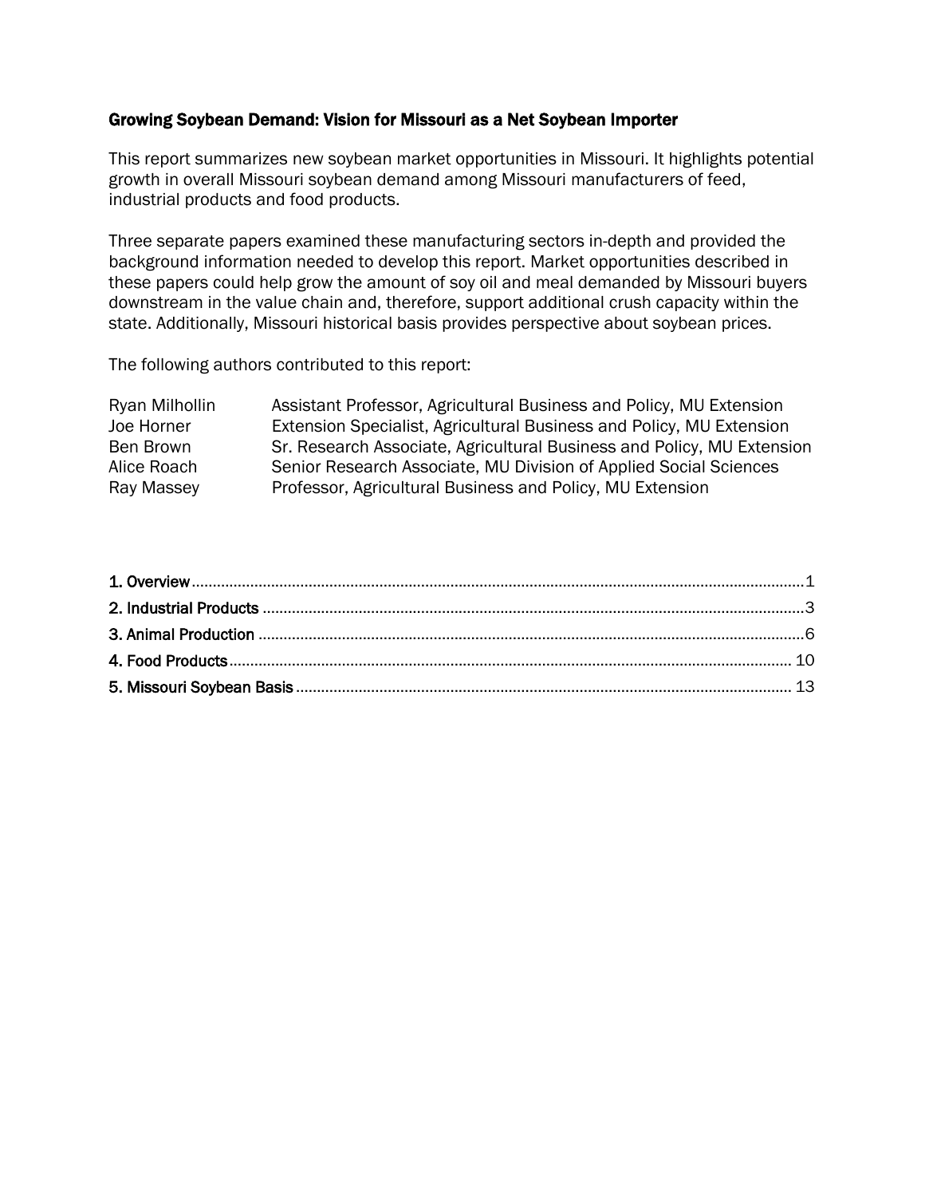## Growing Soybean Demand: Vision for Missouri as a Net Soybean Importer

This report summarizes new soybean market opportunities in Missouri. It highlights potential growth in overall Missouri soybean demand among Missouri manufacturers of feed, industrial products and food products.

Three separate papers examined these manufacturing sectors in-depth and provided the background information needed to develop this report. Market opportunities described in these papers could help grow the amount of soy oil and meal demanded by Missouri buyers downstream in the value chain and, therefore, support additional crush capacity within the state. Additionally, Missouri historical basis provides perspective about soybean prices.

The following authors contributed to this report:

| | |
|---|---|
| Ryan Milhollin | Assistant Professor, Agricultural Business and Policy, MU Extension |
| Joe Horner | Extension Specialist, Agricultural Business and Policy, MU Extension |
| Ben Brown | Sr. Research Associate, Agricultural Business and Policy, MU Extension |
| Alice Roach | Senior Research Associate, MU Division of Applied Social Sciences |
| Ray Massey | Professor, Agricultural Business and Policy, MU Extension |

**1. Overview** ........................................ 1
**2. Industrial Products** ........................................ 3
**3. Animal Production** ........................................ 6
**4. Food Products** ........................................ 10
**5. Missouri Soybean Basis** ........................................ 13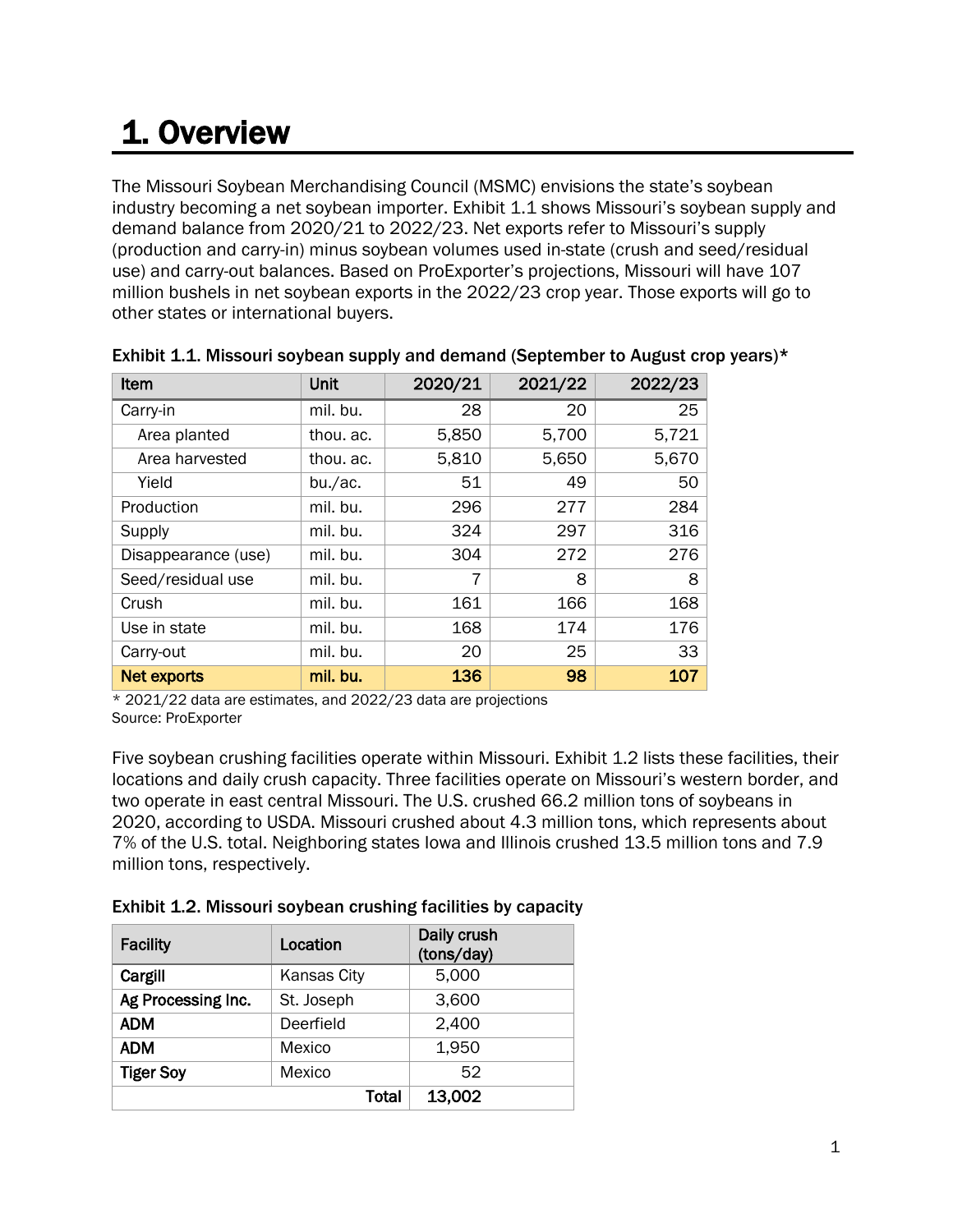# 1. Overview

The Missouri Soybean Merchandising Council (MSMC) envisions the state's soybean industry becoming a net soybean importer. Exhibit 1.1 shows Missouri's soybean supply and demand balance from 2020/21 to 2022/23. Net exports refer to Missouri's supply (production and carry-in) minus soybean volumes used in-state (crush and seed/residual use) and carry-out balances. Based on ProExporter's projections, Missouri will have 107 million bushels in net soybean exports in the 2022/23 crop year. Those exports will go to other states or international buyers.

**Exhibit 1.1. Missouri soybean supply and demand (September to August crop years)***

| Item | Unit | 2020/21 | 2021/22 | 2022/23 |
|---|---|---|---|---|
| Carry-in | mil. bu. | 28 | 20 | 25 |
| Area planted | thou. ac. | 5,850 | 5,700 | 5,721 |
| Area harvested | thou. ac. | 5,810 | 5,650 | 5,670 |
| Yield | bu./ac. | 51 | 49 | 50 |
| Production | mil. bu. | 296 | 277 | 284 |
| Supply | mil. bu. | 324 | 297 | 316 |
| Disappearance (use) | mil. bu. | 304 | 272 | 276 |
| Seed/residual use | mil. bu. | 7 | 8 | 8 |
| Crush | mil. bu. | 161 | 166 | 168 |
| Use in state | mil. bu. | 168 | 174 | 176 |
| Carry-out | mil. bu. | 20 | 25 | 33 |
| **Net exports** | **mil. bu.** | **136** | **98** | **107** |

\* 2021/22 data are estimates, and 2022/23 data are projections
Source: ProExporter

Five soybean crushing facilities operate within Missouri. Exhibit 1.2 lists these facilities, their locations and daily crush capacity. Three facilities operate on Missouri's western border, and two operate in east central Missouri. The U.S. crushed 66.2 million tons of soybeans in 2020, according to USDA. Missouri crushed about 4.3 million tons, which represents about 7% of the U.S. total. Neighboring states Iowa and Illinois crushed 13.5 million tons and 7.9 million tons, respectively.

**Exhibit 1.2. Missouri soybean crushing facilities by capacity**

| Facility | Location | Daily crush (tons/day) |
|---|---|---|
| **Cargill** | Kansas City | 5,000 |
| **Ag Processing Inc.** | St. Joseph | 3,600 |
| **ADM** | Deerfield | 2,400 |
| **ADM** | Mexico | 1,950 |
| **Tiger Soy** | Mexico | 52 |
| | **Total** | **13,002** |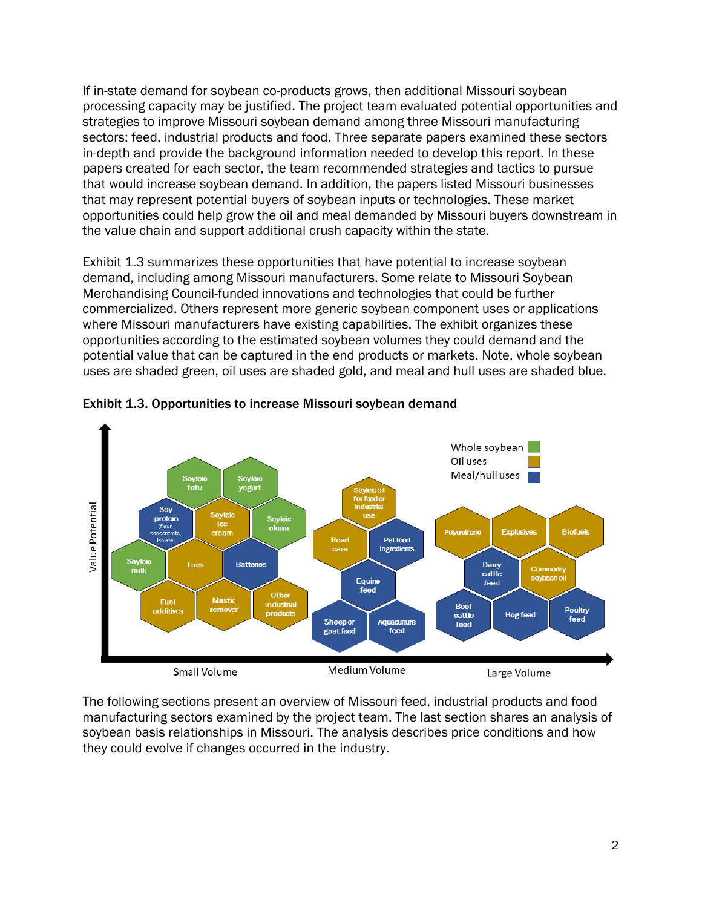If in-state demand for soybean co-products grows, then additional Missouri soybean processing capacity may be justified. The project team evaluated potential opportunities and strategies to improve Missouri soybean demand among three Missouri manufacturing sectors: feed, industrial products and food. Three separate papers examined these sectors in-depth and provide the background information needed to develop this report. In these papers created for each sector, the team recommended strategies and tactics to pursue that would increase soybean demand. In addition, the papers listed Missouri businesses that may represent potential buyers of soybean inputs or technologies. These market opportunities could help grow the oil and meal demanded by Missouri buyers downstream in the value chain and support additional crush capacity within the state.

Exhibit 1.3 summarizes these opportunities that have potential to increase soybean demand, including among Missouri manufacturers. Some relate to Missouri Soybean Merchandising Council-funded innovations and technologies that could be further commercialized. Others represent more generic soybean component uses or applications where Missouri manufacturers have existing capabilities. The exhibit organizes these opportunities according to the estimated soybean volumes they could demand and the potential value that can be captured in the end products or markets. Note, whole soybean uses are shaded green, oil uses are shaded gold, and meal and hull uses are shaded blue.

**Exhibit 1.3. Opportunities to increase Missouri soybean demand**

The following sections present an overview of Missouri feed, industrial products and food manufacturing sectors examined by the project team. The last section shares an analysis of soybean basis relationships in Missouri. The analysis describes price conditions and how they could evolve if changes occurred in the industry.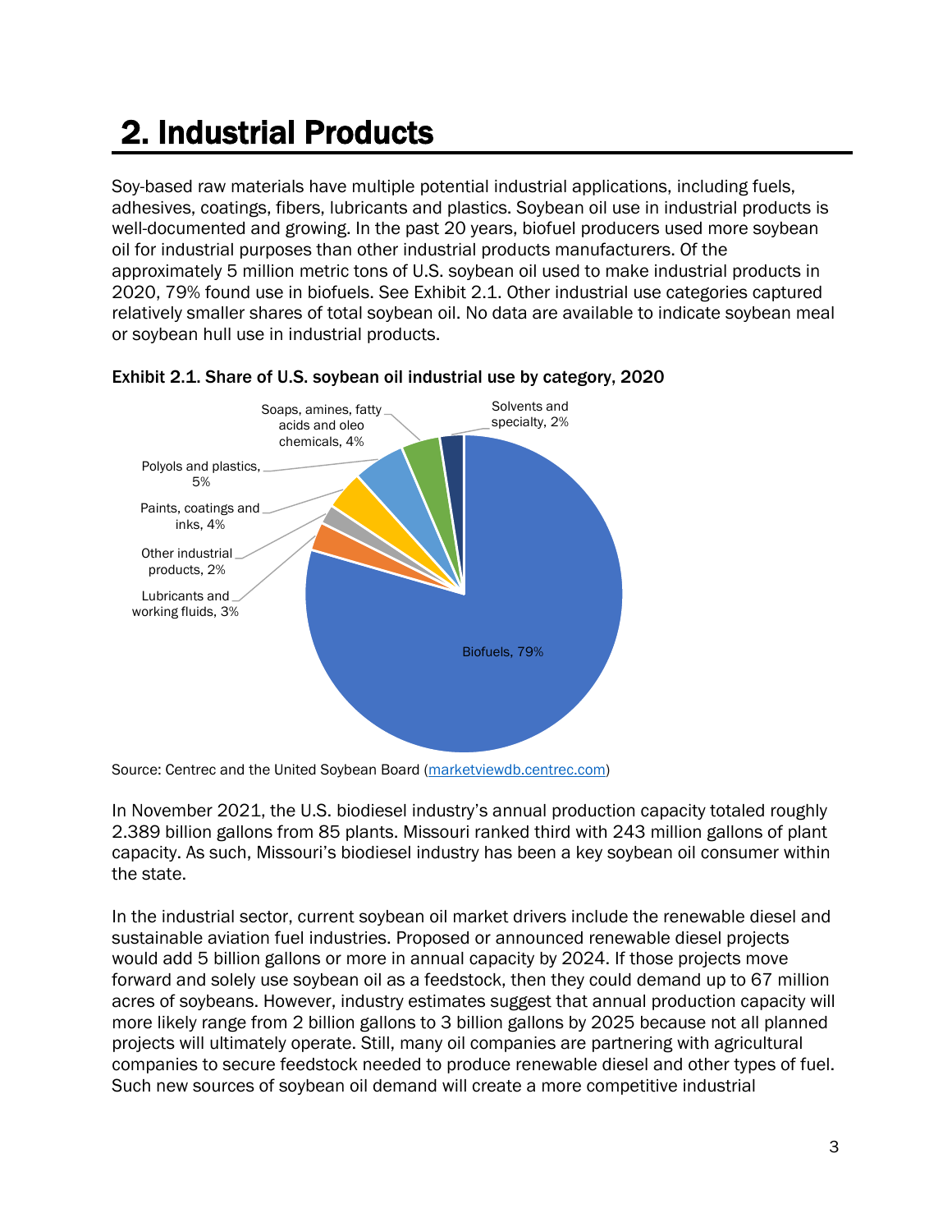# 2. Industrial Products

Soy-based raw materials have multiple potential industrial applications, including fuels, adhesives, coatings, fibers, lubricants and plastics. Soybean oil use in industrial products is well-documented and growing. In the past 20 years, biofuel producers used more soybean oil for industrial purposes than other industrial products manufacturers. Of the approximately 5 million metric tons of U.S. soybean oil used to make industrial products in 2020, 79% found use in biofuels. See Exhibit 2.1. Other industrial use categories captured relatively smaller shares of total soybean oil. No data are available to indicate soybean meal or soybean hull use in industrial products.

**Exhibit 2.1. Share of U.S. soybean oil industrial use by category, 2020**

| Category | Share |
|---|---|
| Biofuels | 79% |
| Lubricants and working fluids | 3% |
| Other industrial products | 2% |
| Paints, coatings and inks | 4% |
| Polyols and plastics | 5% |
| Soaps, amines, fatty acids and oleo chemicals | 4% |
| Solvents and specialty | 2% |

Source: Centrec and the United Soybean Board (marketviewdb.centrec.com)

In November 2021, the U.S. biodiesel industry's annual production capacity totaled roughly 2.389 billion gallons from 85 plants. Missouri ranked third with 243 million gallons of plant capacity. As such, Missouri's biodiesel industry has been a key soybean oil consumer within the state.

In the industrial sector, current soybean oil market drivers include the renewable diesel and sustainable aviation fuel industries. Proposed or announced renewable diesel projects would add 5 billion gallons or more in annual capacity by 2024. If those projects move forward and solely use soybean oil as a feedstock, then they could demand up to 67 million acres of soybeans. However, industry estimates suggest that annual production capacity will more likely range from 2 billion gallons to 3 billion gallons by 2025 because not all planned projects will ultimately operate. Still, many oil companies are partnering with agricultural companies to secure feedstock needed to produce renewable diesel and other types of fuel. Such new sources of soybean oil demand will create a more competitive industrial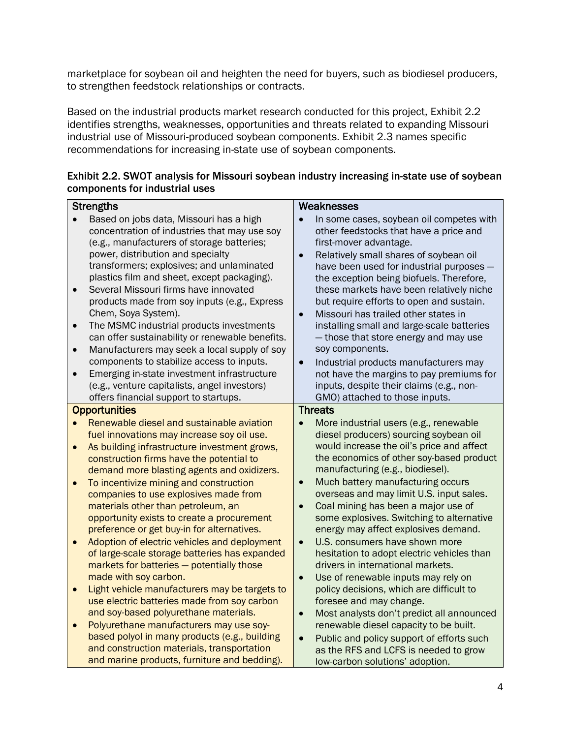marketplace for soybean oil and heighten the need for buyers, such as biodiesel producers, to strengthen feedstock relationships or contracts.

Based on the industrial products market research conducted for this project, Exhibit 2.2 identifies strengths, weaknesses, opportunities and threats related to expanding Missouri industrial use of Missouri-produced soybean components. Exhibit 2.3 names specific recommendations for increasing in-state use of soybean components.

**Exhibit 2.2. SWOT analysis for Missouri soybean industry increasing in-state use of soybean components for industrial uses**

| Strengths | Weaknesses |
|---|---|
| • Based on jobs data, Missouri has a high concentration of industries that may use soy (e.g., manufacturers of storage batteries; power, distribution and specialty transformers; explosives; and unlaminated plastics film and sheet, except packaging).<br>• Several Missouri firms have innovated products made from soy inputs (e.g., Express Chem, Soya System).<br>• The MSMC industrial products investments can offer sustainability or renewable benefits.<br>• Manufacturers may seek a local supply of soy components to stabilize access to inputs.<br>• Emerging in-state investment infrastructure (e.g., venture capitalists, angel investors) offers financial support to startups. | • In some cases, soybean oil competes with other feedstocks that have a price and first-mover advantage.<br>• Relatively small shares of soybean oil have been used for industrial purposes — the exception being biofuels. Therefore, these markets have been relatively niche but require efforts to open and sustain.<br>• Missouri has trailed other states in installing small and large-scale batteries — those that store energy and may use soy components.<br>• Industrial products manufacturers may not have the margins to pay premiums for inputs, despite their claims (e.g., non-GMO) attached to those inputs. |
| **Opportunities** | **Threats** |
| • Renewable diesel and sustainable aviation fuel innovations may increase soy oil use.<br>• As building infrastructure investment grows, construction firms have the potential to demand more blasting agents and oxidizers.<br>• To incentivize mining and construction companies to use explosives made from materials other than petroleum, an opportunity exists to create a procurement preference or get buy-in for alternatives.<br>• Adoption of electric vehicles and deployment of large-scale storage batteries has expanded markets for batteries — potentially those made with soy carbon.<br>• Light vehicle manufacturers may be targets to use electric batteries made from soy carbon and soy-based polyurethane materials.<br>• Polyurethane manufacturers may use soy-based polyol in many products (e.g., building and construction materials, transportation and marine products, furniture and bedding). | • More industrial users (e.g., renewable diesel producers) sourcing soybean oil would increase the oil's price and affect the economics of other soy-based product manufacturing (e.g., biodiesel).<br>• Much battery manufacturing occurs overseas and may limit U.S. input sales.<br>• Coal mining has been a major use of some explosives. Switching to alternative energy may affect explosives demand.<br>• U.S. consumers have shown more hesitation to adopt electric vehicles than drivers in international markets.<br>• Use of renewable inputs may rely on policy decisions, which are difficult to foresee and may change.<br>• Most analysts don't predict all announced renewable diesel capacity to be built.<br>• Public and policy support of efforts such as the RFS and LCFS is needed to grow low-carbon solutions' adoption. |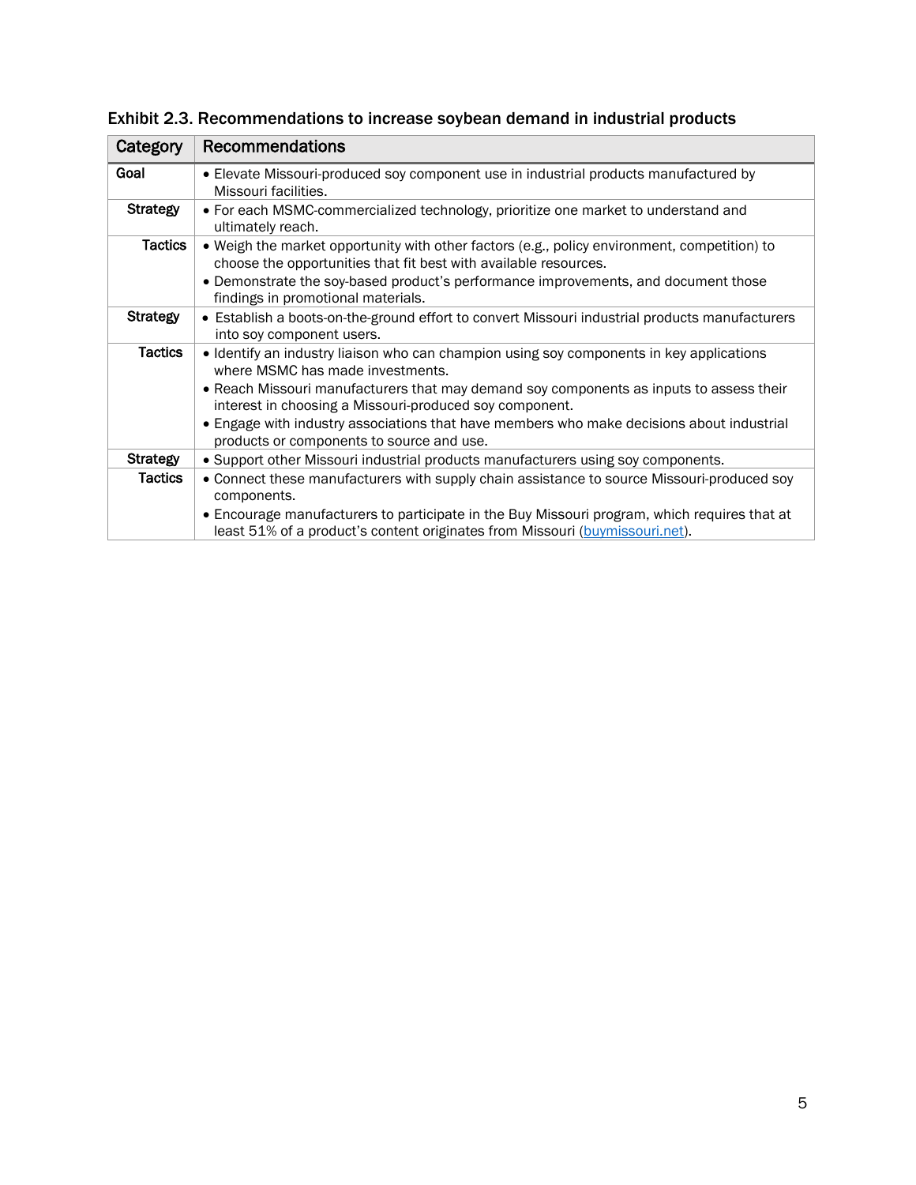**Exhibit 2.3. Recommendations to increase soybean demand in industrial products**

| Category | Recommendations |
| --- | --- |
| **Goal** | • Elevate Missouri-produced soy component use in industrial products manufactured by Missouri facilities. |
| **Strategy** | • For each MSMC-commercialized technology, prioritize one market to understand and ultimately reach. |
| **Tactics** | • Weigh the market opportunity with other factors (e.g., policy environment, competition) to choose the opportunities that fit best with available resources.<br>• Demonstrate the soy-based product's performance improvements, and document those findings in promotional materials. |
| **Strategy** | • Establish a boots-on-the-ground effort to convert Missouri industrial products manufacturers into soy component users. |
| **Tactics** | • Identify an industry liaison who can champion using soy components in key applications where MSMC has made investments.<br>• Reach Missouri manufacturers that may demand soy components as inputs to assess their interest in choosing a Missouri-produced soy component.<br>• Engage with industry associations that have members who make decisions about industrial products or components to source and use. |
| **Strategy** | • Support other Missouri industrial products manufacturers using soy components. |
| **Tactics** | • Connect these manufacturers with supply chain assistance to source Missouri-produced soy components.<br>• Encourage manufacturers to participate in the Buy Missouri program, which requires that at least 51% of a product's content originates from Missouri (buymissouri.net). |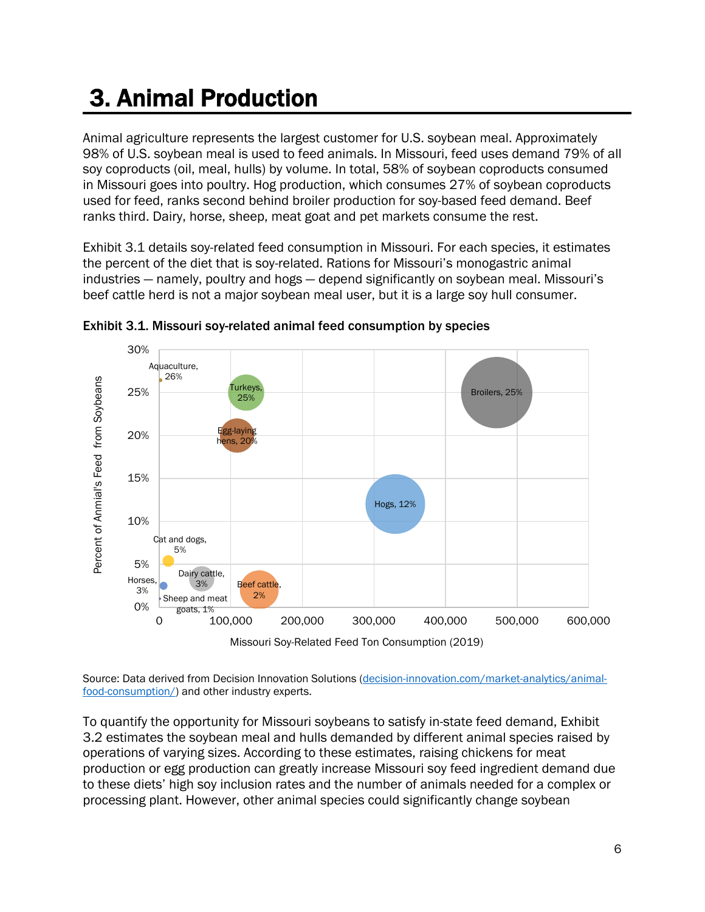# 3. Animal Production

Animal agriculture represents the largest customer for U.S. soybean meal. Approximately 98% of U.S. soybean meal is used to feed animals. In Missouri, feed uses demand 79% of all soy coproducts (oil, meal, hulls) by volume. In total, 58% of soybean coproducts consumed in Missouri goes into poultry. Hog production, which consumes 27% of soybean coproducts used for feed, ranks second behind broiler production for soy-based feed demand. Beef ranks third. Dairy, horse, sheep, meat goat and pet markets consume the rest.

Exhibit 3.1 details soy-related feed consumption in Missouri. For each species, it estimates the percent of the diet that is soy-related. Rations for Missouri's monogastric animal industries — namely, poultry and hogs — depend significantly on soybean meal. Missouri's beef cattle herd is not a major soybean meal user, but it is a large soy hull consumer.

**Exhibit 3.1. Missouri soy-related animal feed consumption by species**

Source: Data derived from Decision Innovation Solutions (decision-innovation.com/market-analytics/animal-food-consumption/) and other industry experts.

To quantify the opportunity for Missouri soybeans to satisfy in-state feed demand, Exhibit 3.2 estimates the soybean meal and hulls demanded by different animal species raised by operations of varying sizes. According to these estimates, raising chickens for meat production or egg production can greatly increase Missouri soy feed ingredient demand due to these diets' high soy inclusion rates and the number of animals needed for a complex or processing plant. However, other animal species could significantly change soybean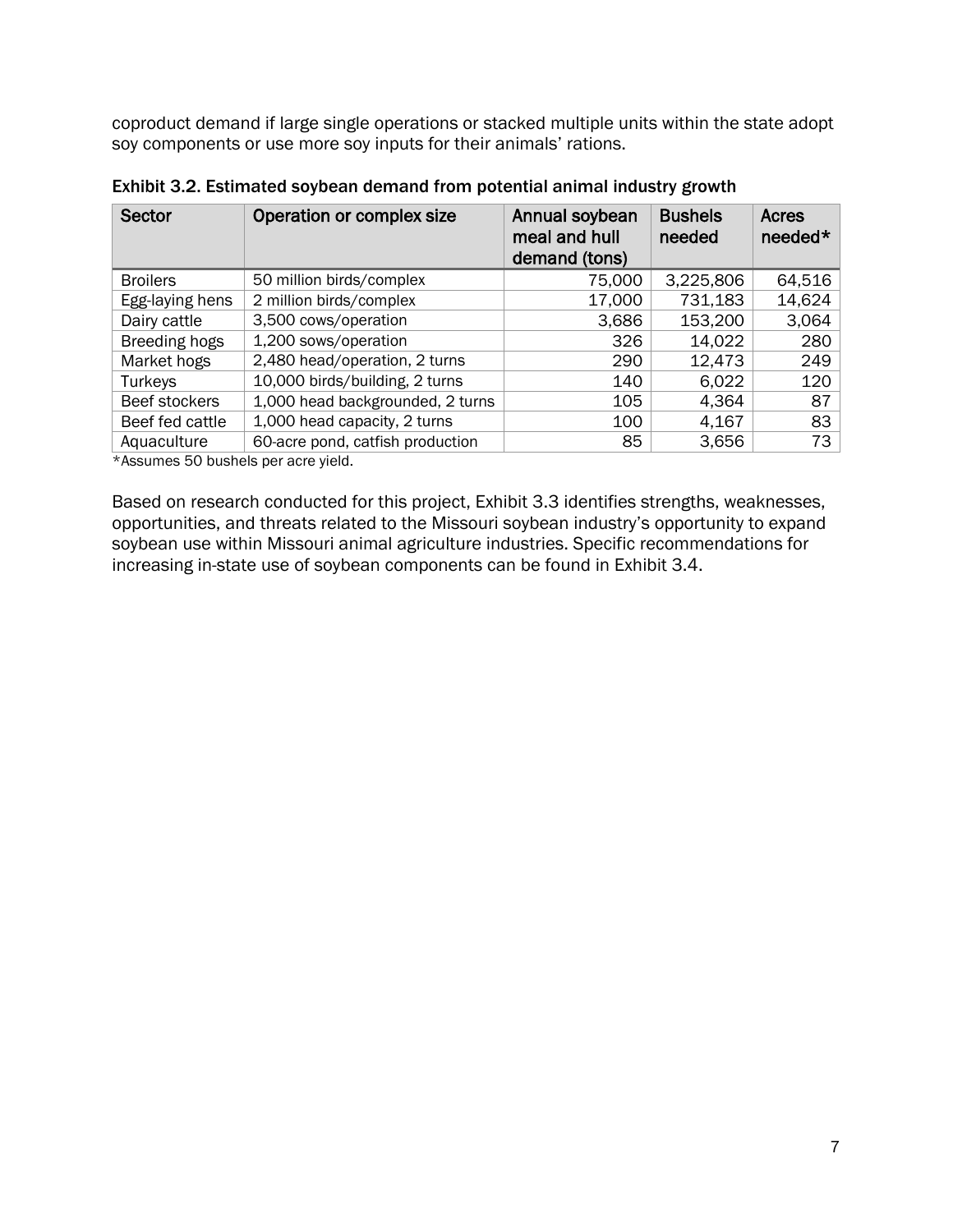coproduct demand if large single operations or stacked multiple units within the state adopt soy components or use more soy inputs for their animals' rations.

**Exhibit 3.2. Estimated soybean demand from potential animal industry growth**

| Sector | Operation or complex size | Annual soybean meal and hull demand (tons) | Bushels needed | Acres needed* |
|---|---|---|---|---|
| Broilers | 50 million birds/complex | 75,000 | 3,225,806 | 64,516 |
| Egg-laying hens | 2 million birds/complex | 17,000 | 731,183 | 14,624 |
| Dairy cattle | 3,500 cows/operation | 3,686 | 153,200 | 3,064 |
| Breeding hogs | 1,200 sows/operation | 326 | 14,022 | 280 |
| Market hogs | 2,480 head/operation, 2 turns | 290 | 12,473 | 249 |
| Turkeys | 10,000 birds/building, 2 turns | 140 | 6,022 | 120 |
| Beef stockers | 1,000 head backgrounded, 2 turns | 105 | 4,364 | 87 |
| Beef fed cattle | 1,000 head capacity, 2 turns | 100 | 4,167 | 83 |
| Aquaculture | 60-acre pond, catfish production | 85 | 3,656 | 73 |

*Assumes 50 bushels per acre yield.

Based on research conducted for this project, Exhibit 3.3 identifies strengths, weaknesses, opportunities, and threats related to the Missouri soybean industry's opportunity to expand soybean use within Missouri animal agriculture industries. Specific recommendations for increasing in-state use of soybean components can be found in Exhibit 3.4.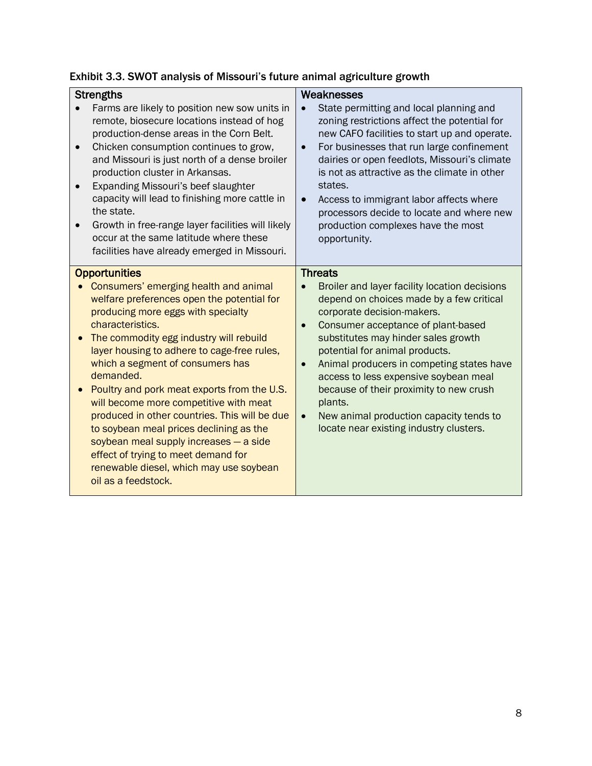**Exhibit 3.3. SWOT analysis of Missouri's future animal agriculture growth**

| Strengths | Weaknesses |
|---|---|
| • Farms are likely to position new sow units in remote, biosecure locations instead of hog production-dense areas in the Corn Belt.<br>• Chicken consumption continues to grow, and Missouri is just north of a dense broiler production cluster in Arkansas.<br>• Expanding Missouri's beef slaughter capacity will lead to finishing more cattle in the state.<br>• Growth in free-range layer facilities will likely occur at the same latitude where these facilities have already emerged in Missouri. | • State permitting and local planning and zoning restrictions affect the potential for new CAFO facilities to start up and operate.<br>• For businesses that run large confinement dairies or open feedlots, Missouri's climate is not as attractive as the climate in other states.<br>• Access to immigrant labor affects where processors decide to locate and where new production complexes have the most opportunity. |
| **Opportunities** | **Threats** |
| • Consumers' emerging health and animal welfare preferences open the potential for producing more eggs with specialty characteristics.<br>• The commodity egg industry will rebuild layer housing to adhere to cage-free rules, which a segment of consumers has demanded.<br>• Poultry and pork meat exports from the U.S. will become more competitive with meat produced in other countries. This will be due to soybean meal prices declining as the soybean meal supply increases — a side effect of trying to meet demand for renewable diesel, which may use soybean oil as a feedstock. | • Broiler and layer facility location decisions depend on choices made by a few critical corporate decision-makers.<br>• Consumer acceptance of plant-based substitutes may hinder sales growth potential for animal products.<br>• Animal producers in competing states have access to less expensive soybean meal because of their proximity to new crush plants.<br>• New animal production capacity tends to locate near existing industry clusters. |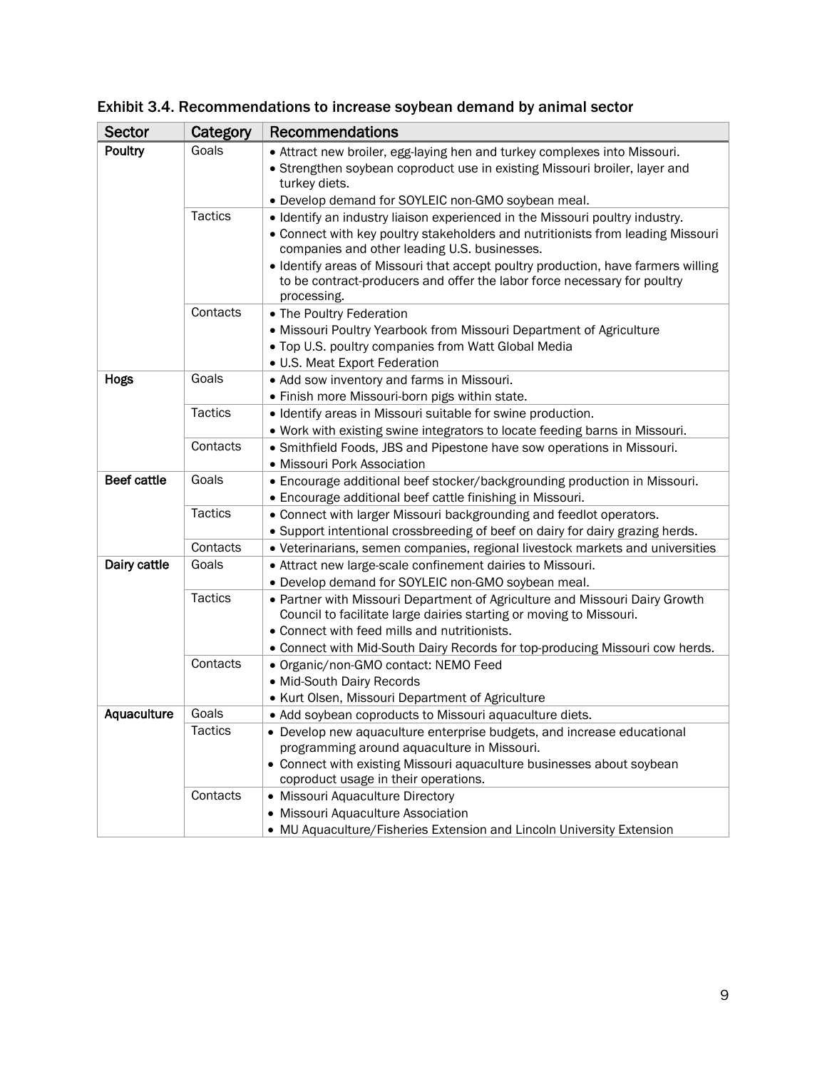## Exhibit 3.4. Recommendations to increase soybean demand by animal sector

| Sector | Category | Recommendations |
|---|---|---|
| **Poultry** | Goals | • Attract new broiler, egg-laying hen and turkey complexes into Missouri.<br>• Strengthen soybean coproduct use in existing Missouri broiler, layer and turkey diets.<br>• Develop demand for SOYLEIC non-GMO soybean meal. |
| | Tactics | • Identify an industry liaison experienced in the Missouri poultry industry.<br>• Connect with key poultry stakeholders and nutritionists from leading Missouri companies and other leading U.S. businesses.<br>• Identify areas of Missouri that accept poultry production, have farmers willing to be contract-producers and offer the labor force necessary for poultry processing. |
| | Contacts | • The Poultry Federation<br>• Missouri Poultry Yearbook from Missouri Department of Agriculture<br>• Top U.S. poultry companies from Watt Global Media<br>• U.S. Meat Export Federation |
| **Hogs** | Goals | • Add sow inventory and farms in Missouri.<br>• Finish more Missouri-born pigs within state. |
| | Tactics | • Identify areas in Missouri suitable for swine production.<br>• Work with existing swine integrators to locate feeding barns in Missouri. |
| | Contacts | • Smithfield Foods, JBS and Pipestone have sow operations in Missouri.<br>• Missouri Pork Association |
| **Beef cattle** | Goals | • Encourage additional beef stocker/backgrounding production in Missouri.<br>• Encourage additional beef cattle finishing in Missouri. |
| | Tactics | • Connect with larger Missouri backgrounding and feedlot operators.<br>• Support intentional crossbreeding of beef on dairy for dairy grazing herds. |
| | Contacts | • Veterinarians, semen companies, regional livestock markets and universities |
| **Dairy cattle** | Goals | • Attract new large-scale confinement dairies to Missouri.<br>• Develop demand for SOYLEIC non-GMO soybean meal. |
| | Tactics | • Partner with Missouri Department of Agriculture and Missouri Dairy Growth Council to facilitate large dairies starting or moving to Missouri.<br>• Connect with feed mills and nutritionists.<br>• Connect with Mid-South Dairy Records for top-producing Missouri cow herds. |
| | Contacts | • Organic/non-GMO contact: NEMO Feed<br>• Mid-South Dairy Records<br>• Kurt Olsen, Missouri Department of Agriculture |
| **Aquaculture** | Goals | • Add soybean coproducts to Missouri aquaculture diets. |
| | Tactics | • Develop new aquaculture enterprise budgets, and increase educational programming around aquaculture in Missouri.<br>• Connect with existing Missouri aquaculture businesses about soybean coproduct usage in their operations. |
| | Contacts | • Missouri Aquaculture Directory<br>• Missouri Aquaculture Association<br>• MU Aquaculture/Fisheries Extension and Lincoln University Extension |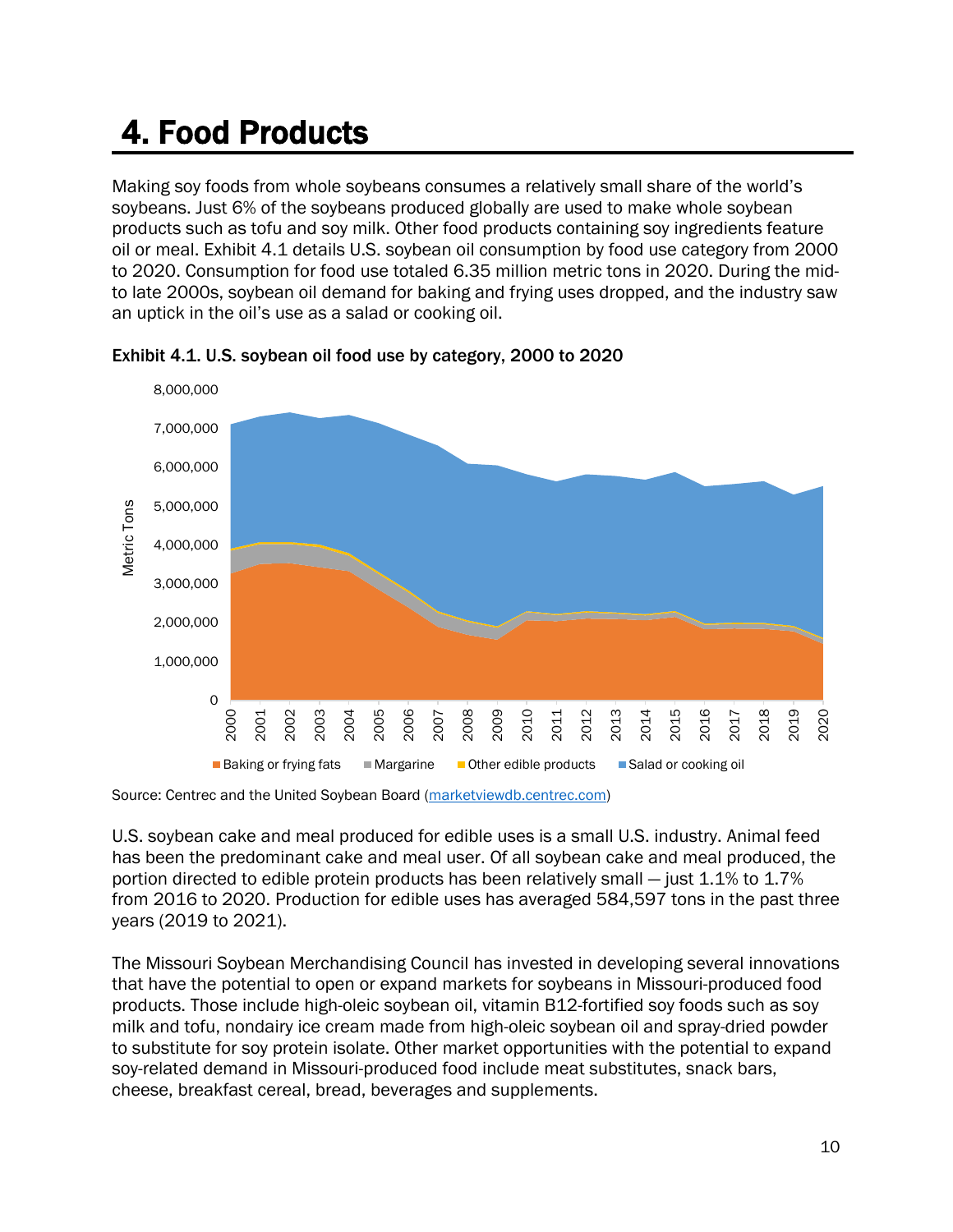# 4. Food Products

Making soy foods from whole soybeans consumes a relatively small share of the world's soybeans. Just 6% of the soybeans produced globally are used to make whole soybean products such as tofu and soy milk. Other food products containing soy ingredients feature oil or meal. Exhibit 4.1 details U.S. soybean oil consumption by food use category from 2000 to 2020. Consumption for food use totaled 6.35 million metric tons in 2020. During the mid- to late 2000s, soybean oil demand for baking and frying uses dropped, and the industry saw an uptick in the oil's use as a salad or cooking oil.

**Exhibit 4.1. U.S. soybean oil food use by category, 2000 to 2020**

Source: Centrec and the United Soybean Board (marketviewdb.centrec.com)

U.S. soybean cake and meal produced for edible uses is a small U.S. industry. Animal feed has been the predominant cake and meal user. Of all soybean cake and meal produced, the portion directed to edible protein products has been relatively small — just 1.1% to 1.7% from 2016 to 2020. Production for edible uses has averaged 584,597 tons in the past three years (2019 to 2021).

The Missouri Soybean Merchandising Council has invested in developing several innovations that have the potential to open or expand markets for soybeans in Missouri-produced food products. Those include high-oleic soybean oil, vitamin B12-fortified soy foods such as soy milk and tofu, nondairy ice cream made from high-oleic soybean oil and spray-dried powder to substitute for soy protein isolate. Other market opportunities with the potential to expand soy-related demand in Missouri-produced food include meat substitutes, snack bars, cheese, breakfast cereal, bread, beverages and supplements.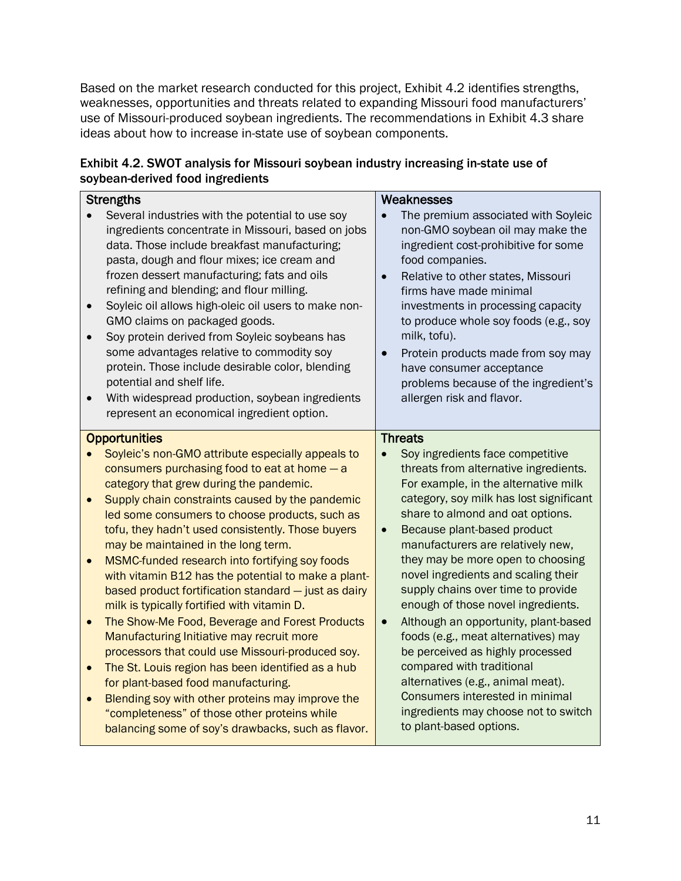Based on the market research conducted for this project, Exhibit 4.2 identifies strengths, weaknesses, opportunities and threats related to expanding Missouri food manufacturers' use of Missouri-produced soybean ingredients. The recommendations in Exhibit 4.3 share ideas about how to increase in-state use of soybean components.

**Exhibit 4.2. SWOT analysis for Missouri soybean industry increasing in-state use of soybean-derived food ingredients**

| Strengths | Weaknesses |
| --- | --- |
| • Several industries with the potential to use soy ingredients concentrate in Missouri, based on jobs data. Those include breakfast manufacturing; pasta, dough and flour mixes; ice cream and frozen dessert manufacturing; fats and oils refining and blending; and flour milling.<br>• Soyleic oil allows high-oleic oil users to make non-GMO claims on packaged goods.<br>• Soy protein derived from Soyleic soybeans has some advantages relative to commodity soy protein. Those include desirable color, blending potential and shelf life.<br>• With widespread production, soybean ingredients represent an economical ingredient option. | • The premium associated with Soyleic non-GMO soybean oil may make the ingredient cost-prohibitive for some food companies.<br>• Relative to other states, Missouri firms have made minimal investments in processing capacity to produce whole soy foods (e.g., soy milk, tofu).<br>• Protein products made from soy may have consumer acceptance problems because of the ingredient's allergen risk and flavor. |
| **Opportunities** | **Threats** |
| • Soyleic's non-GMO attribute especially appeals to consumers purchasing food to eat at home — a category that grew during the pandemic.<br>• Supply chain constraints caused by the pandemic led some consumers to choose products, such as tofu, they hadn't used consistently. Those buyers may be maintained in the long term.<br>• MSMC-funded research into fortifying soy foods with vitamin B12 has the potential to make a plant-based product fortification standard — just as dairy milk is typically fortified with vitamin D.<br>• The Show-Me Food, Beverage and Forest Products Manufacturing Initiative may recruit more processors that could use Missouri-produced soy.<br>• The St. Louis region has been identified as a hub for plant-based food manufacturing.<br>• Blending soy with other proteins may improve the "completeness" of those other proteins while balancing some of soy's drawbacks, such as flavor. | • Soy ingredients face competitive threats from alternative ingredients. For example, in the alternative milk category, soy milk has lost significant share to almond and oat options.<br>• Because plant-based product manufacturers are relatively new, they may be more open to choosing novel ingredients and scaling their supply chains over time to provide enough of those novel ingredients.<br>• Although an opportunity, plant-based foods (e.g., meat alternatives) may be perceived as highly processed compared with traditional alternatives (e.g., animal meat). Consumers interested in minimal ingredients may choose not to switch to plant-based options. |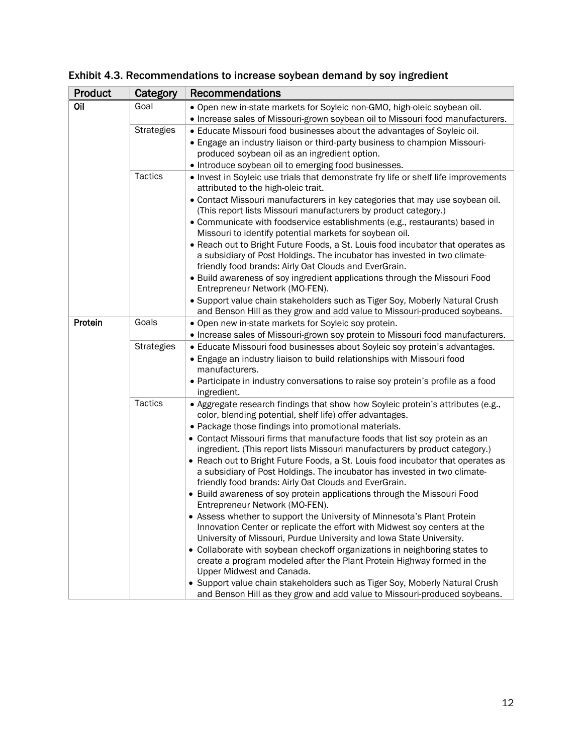Exhibit 4.3. Recommendations to increase soybean demand by soy ingredient

| Product | Category | Recommendations |
|---|---|---|
| **Oil** | Goal | • Open new in-state markets for Soyleic non-GMO, high-oleic soybean oil.<br>• Increase sales of Missouri-grown soybean oil to Missouri food manufacturers. |
| | Strategies | • Educate Missouri food businesses about the advantages of Soyleic oil.<br>• Engage an industry liaison or third-party business to champion Missouri-produced soybean oil as an ingredient option.<br>• Introduce soybean oil to emerging food businesses. |
| | Tactics | • Invest in Soyleic use trials that demonstrate fry life or shelf life improvements attributed to the high-oleic trait.<br>• Contact Missouri manufacturers in key categories that may use soybean oil. (This report lists Missouri manufacturers by product category.)<br>• Communicate with foodservice establishments (e.g., restaurants) based in Missouri to identify potential markets for soybean oil.<br>• Reach out to Bright Future Foods, a St. Louis food incubator that operates as a subsidiary of Post Holdings. The incubator has invested in two climate-friendly food brands: Airly Oat Clouds and EverGrain.<br>• Build awareness of soy ingredient applications through the Missouri Food Entrepreneur Network (MO-FEN).<br>• Support value chain stakeholders such as Tiger Soy, Moberly Natural Crush and Benson Hill as they grow and add value to Missouri-produced soybeans. |
| **Protein** | Goals | • Open new in-state markets for Soyleic soy protein.<br>• Increase sales of Missouri-grown soy protein to Missouri food manufacturers. |
| | Strategies | • Educate Missouri food businesses about Soyleic soy protein's advantages.<br>• Engage an industry liaison to build relationships with Missouri food manufacturers.<br>• Participate in industry conversations to raise soy protein's profile as a food ingredient. |
| | Tactics | • Aggregate research findings that show how Soyleic protein's attributes (e.g., color, blending potential, shelf life) offer advantages.<br>• Package those findings into promotional materials.<br>• Contact Missouri firms that manufacture foods that list soy protein as an ingredient. (This report lists Missouri manufacturers by product category.)<br>• Reach out to Bright Future Foods, a St. Louis food incubator that operates as a subsidiary of Post Holdings. The incubator has invested in two climate-friendly food brands: Airly Oat Clouds and EverGrain.<br>• Build awareness of soy protein applications through the Missouri Food Entrepreneur Network (MO-FEN).<br>• Assess whether to support the University of Minnesota's Plant Protein Innovation Center or replicate the effort with Midwest soy centers at the University of Missouri, Purdue University and Iowa State University.<br>• Collaborate with soybean checkoff organizations in neighboring states to create a program modeled after the Plant Protein Highway formed in the Upper Midwest and Canada.<br>• Support value chain stakeholders such as Tiger Soy, Moberly Natural Crush and Benson Hill as they grow and add value to Missouri-produced soybeans. |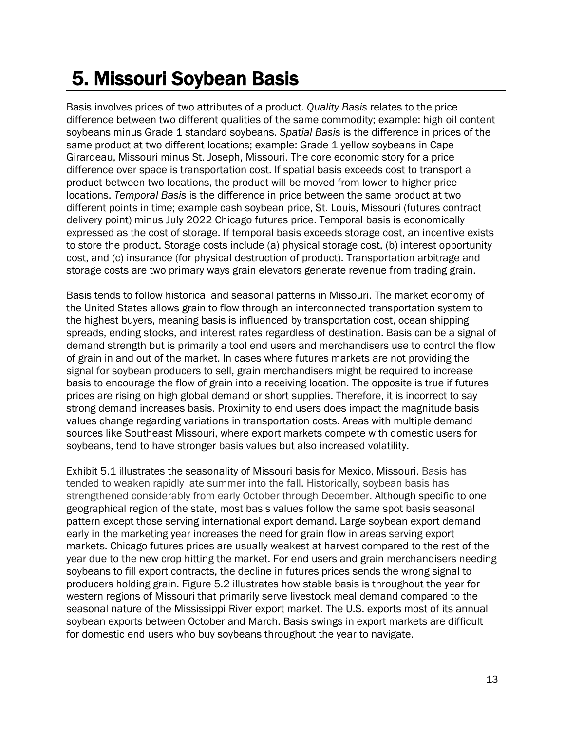# 5. Missouri Soybean Basis

Basis involves prices of two attributes of a product. *Quality Basis* relates to the price difference between two different qualities of the same commodity; example: high oil content soybeans minus Grade 1 standard soybeans. *Spatial Basis* is the difference in prices of the same product at two different locations; example: Grade 1 yellow soybeans in Cape Girardeau, Missouri minus St. Joseph, Missouri. The core economic story for a price difference over space is transportation cost. If spatial basis exceeds cost to transport a product between two locations, the product will be moved from lower to higher price locations. *Temporal Basis* is the difference in price between the same product at two different points in time; example cash soybean price, St. Louis, Missouri (futures contract delivery point) minus July 2022 Chicago futures price. Temporal basis is economically expressed as the cost of storage. If temporal basis exceeds storage cost, an incentive exists to store the product. Storage costs include (a) physical storage cost, (b) interest opportunity cost, and (c) insurance (for physical destruction of product). Transportation arbitrage and storage costs are two primary ways grain elevators generate revenue from trading grain.

Basis tends to follow historical and seasonal patterns in Missouri. The market economy of the United States allows grain to flow through an interconnected transportation system to the highest buyers, meaning basis is influenced by transportation cost, ocean shipping spreads, ending stocks, and interest rates regardless of destination. Basis can be a signal of demand strength but is primarily a tool end users and merchandisers use to control the flow of grain in and out of the market. In cases where futures markets are not providing the signal for soybean producers to sell, grain merchandisers might be required to increase basis to encourage the flow of grain into a receiving location. The opposite is true if futures prices are rising on high global demand or short supplies. Therefore, it is incorrect to say strong demand increases basis. Proximity to end users does impact the magnitude basis values change regarding variations in transportation costs. Areas with multiple demand sources like Southeast Missouri, where export markets compete with domestic users for soybeans, tend to have stronger basis values but also increased volatility.

Exhibit 5.1 illustrates the seasonality of Missouri basis for Mexico, Missouri. Basis has tended to weaken rapidly late summer into the fall. Historically, soybean basis has strengthened considerably from early October through December. Although specific to one geographical region of the state, most basis values follow the same spot basis seasonal pattern except those serving international export demand. Large soybean export demand early in the marketing year increases the need for grain flow in areas serving export markets. Chicago futures prices are usually weakest at harvest compared to the rest of the year due to the new crop hitting the market. For end users and grain merchandisers needing soybeans to fill export contracts, the decline in futures prices sends the wrong signal to producers holding grain. Figure 5.2 illustrates how stable basis is throughout the year for western regions of Missouri that primarily serve livestock meal demand compared to the seasonal nature of the Mississippi River export market. The U.S. exports most of its annual soybean exports between October and March. Basis swings in export markets are difficult for domestic end users who buy soybeans throughout the year to navigate.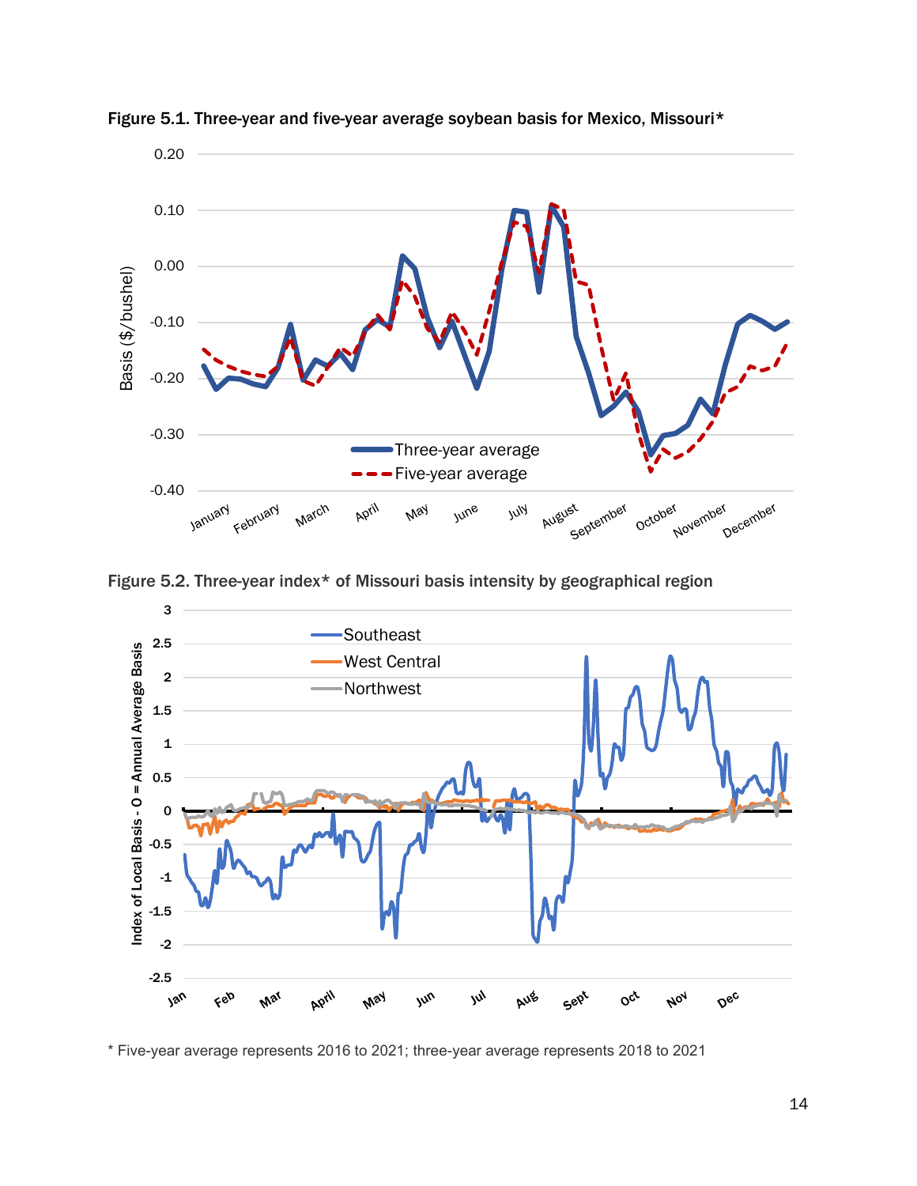Figure 5.1. Three-year and five-year average soybean basis for Mexico, Missouri*

Figure 5.2. Three-year index* of Missouri basis intensity by geographical region

\* Five-year average represents 2016 to 2021; three-year average represents 2018 to 2021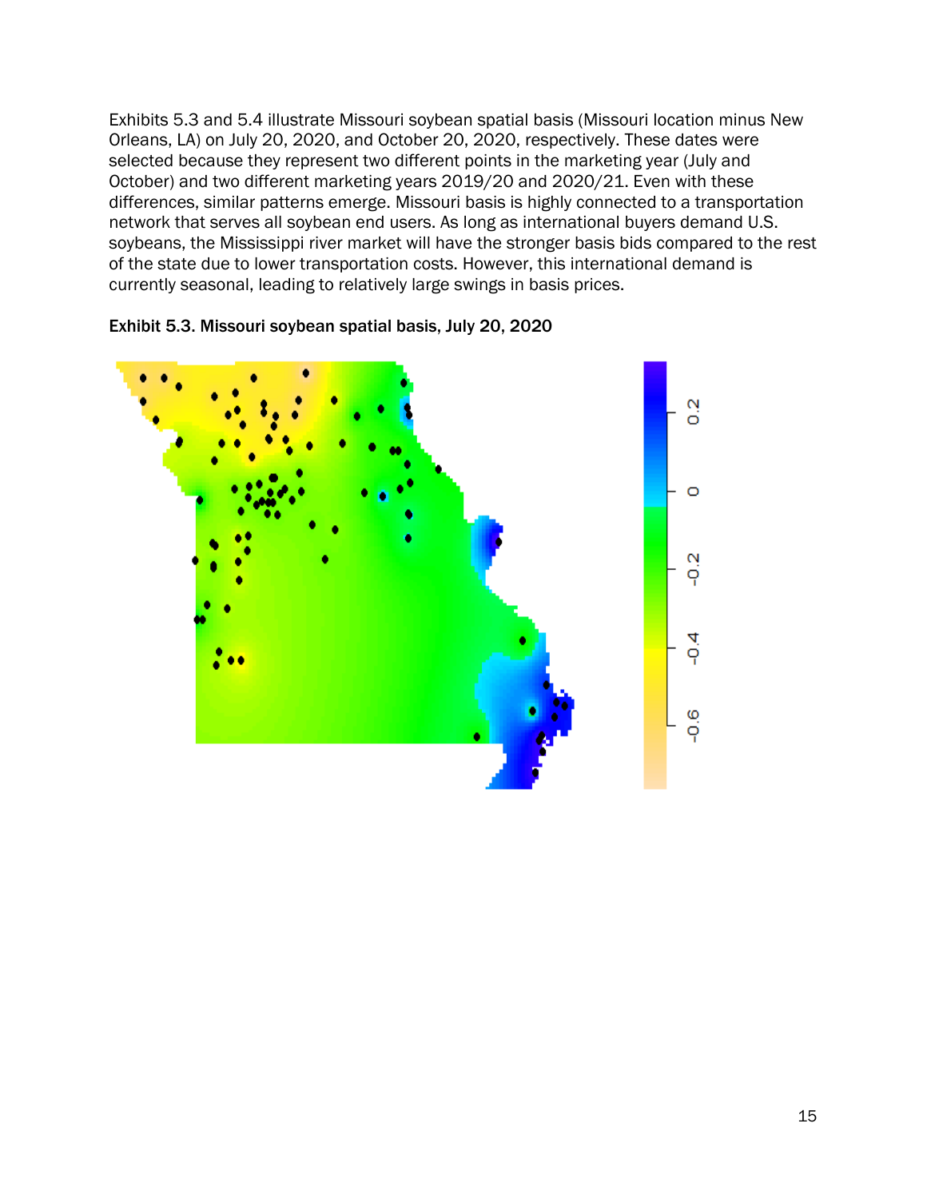Exhibits 5.3 and 5.4 illustrate Missouri soybean spatial basis (Missouri location minus New Orleans, LA) on July 20, 2020, and October 20, 2020, respectively. These dates were selected because they represent two different points in the marketing year (July and October) and two different marketing years 2019/20 and 2020/21. Even with these differences, similar patterns emerge. Missouri basis is highly connected to a transportation network that serves all soybean end users. As long as international buyers demand U.S. soybeans, the Mississippi river market will have the stronger basis bids compared to the rest of the state due to lower transportation costs. However, this international demand is currently seasonal, leading to relatively large swings in basis prices.

**Exhibit 5.3. Missouri soybean spatial basis, July 20, 2020**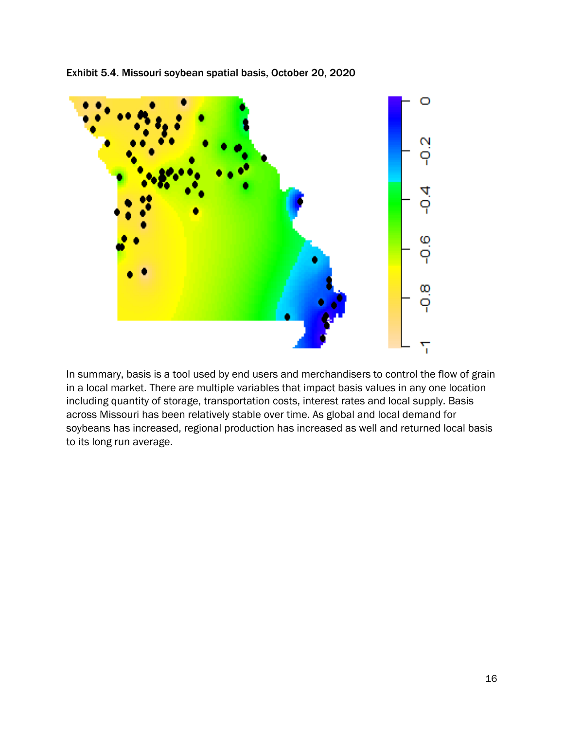**Exhibit 5.4. Missouri soybean spatial basis, October 20, 2020**

0
-0.2
-0.4
-0.6
-0.8
-1

In summary, basis is a tool used by end users and merchandisers to control the flow of grain in a local market. There are multiple variables that impact basis values in any one location including quantity of storage, transportation costs, interest rates and local supply. Basis across Missouri has been relatively stable over time. As global and local demand for soybeans has increased, regional production has increased as well and returned local basis to its long run average.